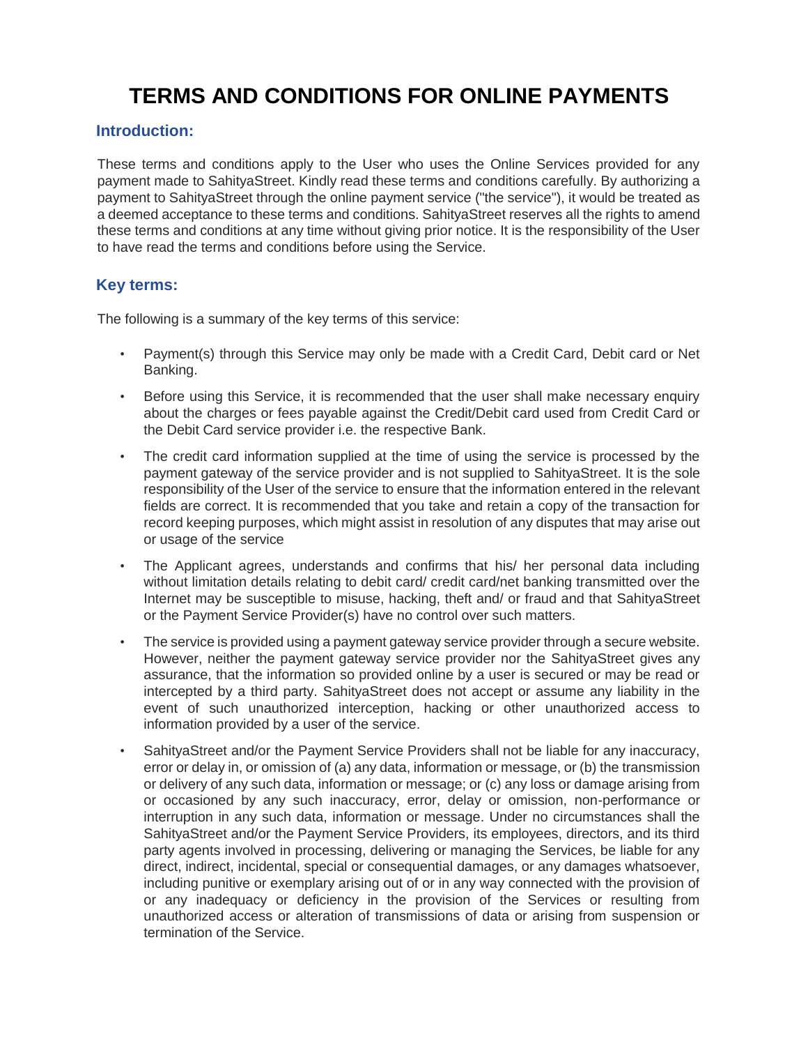# TERMS AND CONDITIONS FOR ONLINE PAYMENTS

## Introduction:

These terms and conditions apply to the User who uses the Online Services provided for any payment made to SahityaStreet. Kindly read these terms and conditions carefully. By authorizing a payment to SahityaStreet through the online payment service ("the service"), it would be treated as a deemed acceptance to these terms and conditions. SahityaStreet reserves all the rights to amend these terms and conditions at any time without giving prior notice. It is the responsibility of the User to have read the terms and conditions before using the Service.

## Key terms:

The following is a summary of the key terms of this service:

- Payment(s) through this Service may only be made with a Credit Card, Debit card or Net Banking.
- Before using this Service, it is recommended that the user shall make necessary enquiry about the charges or fees payable against the Credit/Debit card used from Credit Card or the Debit Card service provider i.e. the respective Bank.
- The credit card information supplied at the time of using the service is processed by the payment gateway of the service provider and is not supplied to SahityaStreet. It is the sole responsibility of the User of the service to ensure that the information entered in the relevant fields are correct. It is recommended that you take and retain a copy of the transaction for record keeping purposes, which might assist in resolution of any disputes that may arise out or usage of the service
- The Applicant agrees, understands and confirms that his/ her personal data including without limitation details relating to debit card/ credit card/net banking transmitted over the Internet may be susceptible to misuse, hacking, theft and/ or fraud and that SahityaStreet or the Payment Service Provider(s) have no control over such matters.
- The service is provided using a payment gateway service provider through a secure website. However, neither the payment gateway service provider nor the SahityaStreet gives any assurance, that the information so provided online by a user is secured or may be read or intercepted by a third party. SahityaStreet does not accept or assume any liability in the event of such unauthorized interception, hacking or other unauthorized access to information provided by a user of the service.
- SahityaStreet and/or the Payment Service Providers shall not be liable for any inaccuracy, error or delay in, or omission of (a) any data, information or message, or (b) the transmission or delivery of any such data, information or message; or (c) any loss or damage arising from or occasioned by any such inaccuracy, error, delay or omission, non-performance or interruption in any such data, information or message. Under no circumstances shall the SahityaStreet and/or the Payment Service Providers, its employees, directors, and its third party agents involved in processing, delivering or managing the Services, be liable for any direct, indirect, incidental, special or consequential damages, or any damages whatsoever, including punitive or exemplary arising out of or in any way connected with the provision of or any inadequacy or deficiency in the provision of the Services or resulting from unauthorized access or alteration of transmissions of data or arising from suspension or termination of the Service.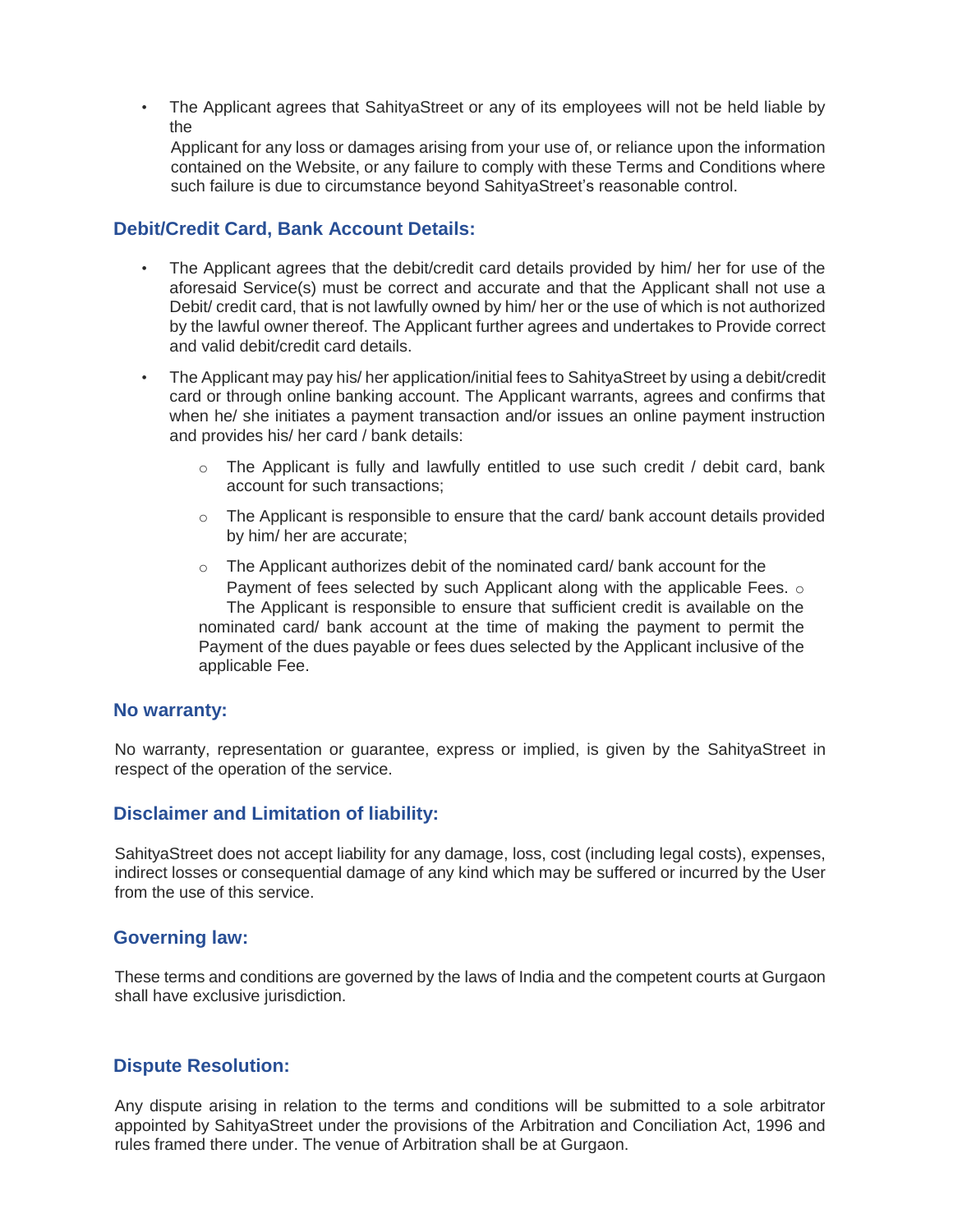- The Applicant agrees that SahityaStreet or any of its employees will not be held liable by the Applicant for any loss or damages arising from your use of, or reliance upon the information contained on the Website, or any failure to comply with these Terms and Conditions where such failure is due to circumstance beyond SahityaStreet's reasonable control.

## Debit/Credit Card, Bank Account Details:

- The Applicant agrees that the debit/credit card details provided by him/ her for use of the aforesaid Service(s) must be correct and accurate and that the Applicant shall not use a Debit/ credit card, that is not lawfully owned by him/ her or the use of which is not authorized by the lawful owner thereof. The Applicant further agrees and undertakes to Provide correct and valid debit/credit card details.
- The Applicant may pay his/ her application/initial fees to SahityaStreet by using a debit/credit card or through online banking account. The Applicant warrants, agrees and confirms that when he/ she initiates a payment transaction and/or issues an online payment instruction and provides his/ her card / bank details:
  - The Applicant is fully and lawfully entitled to use such credit / debit card, bank account for such transactions;
  - The Applicant is responsible to ensure that the card/ bank account details provided by him/ her are accurate;
  - The Applicant authorizes debit of the nominated card/ bank account for the Payment of fees selected by such Applicant along with the applicable Fees.
  - The Applicant is responsible to ensure that sufficient credit is available on the nominated card/ bank account at the time of making the payment to permit the Payment of the dues payable or fees dues selected by the Applicant inclusive of the applicable Fee.

## No warranty:

No warranty, representation or guarantee, express or implied, is given by the SahityaStreet in respect of the operation of the service.

## Disclaimer and Limitation of liability:

SahityaStreet does not accept liability for any damage, loss, cost (including legal costs), expenses, indirect losses or consequential damage of any kind which may be suffered or incurred by the User from the use of this service.

## Governing law:

These terms and conditions are governed by the laws of India and the competent courts at Gurgaon shall have exclusive jurisdiction.

## Dispute Resolution:

Any dispute arising in relation to the terms and conditions will be submitted to a sole arbitrator appointed by SahityaStreet under the provisions of the Arbitration and Conciliation Act, 1996 and rules framed there under. The venue of Arbitration shall be at Gurgaon.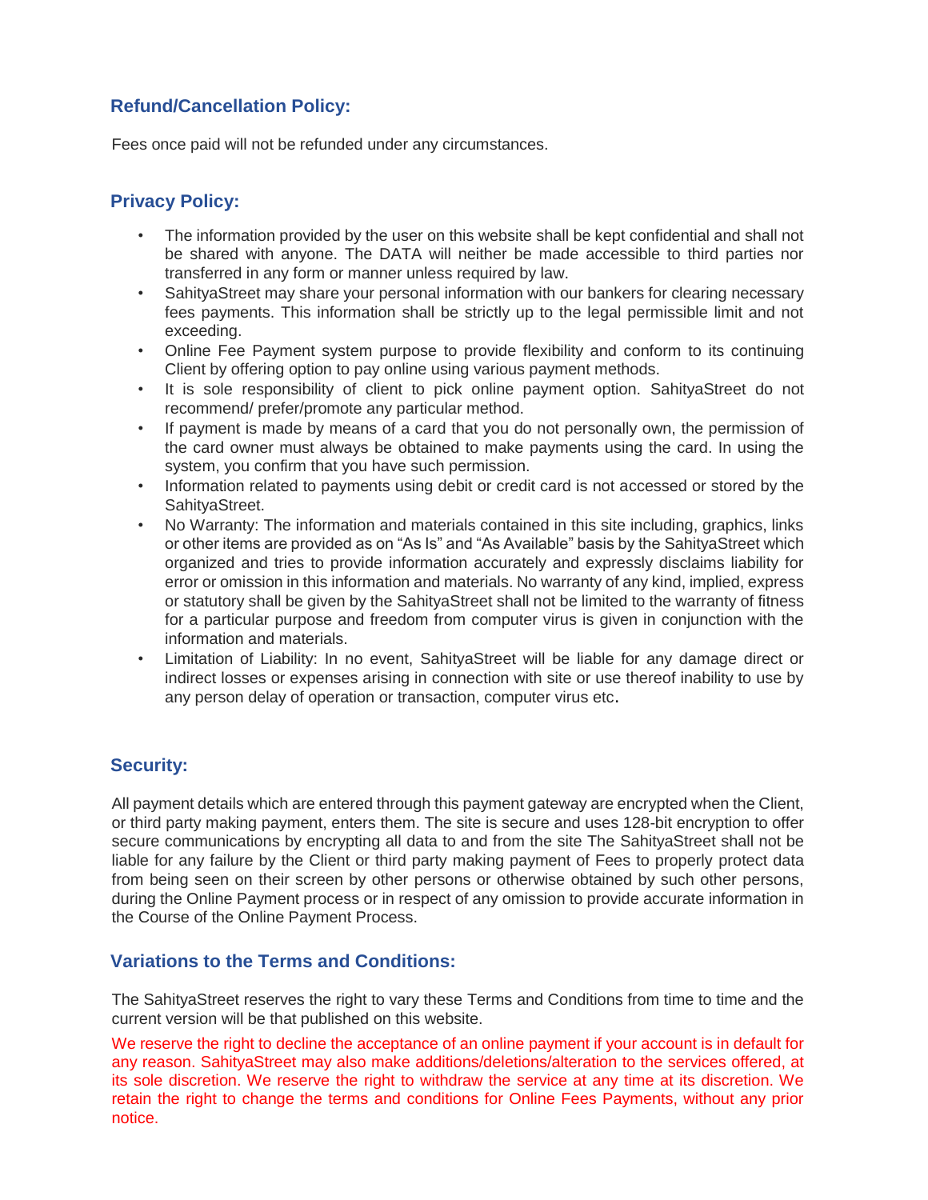## Refund/Cancellation Policy:

Fees once paid will not be refunded under any circumstances.

## Privacy Policy:

- The information provided by the user on this website shall be kept confidential and shall not be shared with anyone. The DATA will neither be made accessible to third parties nor transferred in any form or manner unless required by law.
- SahityaStreet may share your personal information with our bankers for clearing necessary fees payments. This information shall be strictly up to the legal permissible limit and not exceeding.
- Online Fee Payment system purpose to provide flexibility and conform to its continuing Client by offering option to pay online using various payment methods.
- It is sole responsibility of client to pick online payment option. SahityaStreet do not recommend/ prefer/promote any particular method.
- If payment is made by means of a card that you do not personally own, the permission of the card owner must always be obtained to make payments using the card. In using the system, you confirm that you have such permission.
- Information related to payments using debit or credit card is not accessed or stored by the SahityaStreet.
- No Warranty: The information and materials contained in this site including, graphics, links or other items are provided as on "As Is" and "As Available" basis by the SahityaStreet which organized and tries to provide information accurately and expressly disclaims liability for error or omission in this information and materials. No warranty of any kind, implied, express or statutory shall be given by the SahityaStreet shall not be limited to the warranty of fitness for a particular purpose and freedom from computer virus is given in conjunction with the information and materials.
- Limitation of Liability: In no event, SahityaStreet will be liable for any damage direct or indirect losses or expenses arising in connection with site or use thereof inability to use by any person delay of operation or transaction, computer virus etc.

## Security:

All payment details which are entered through this payment gateway are encrypted when the Client, or third party making payment, enters them. The site is secure and uses 128-bit encryption to offer secure communications by encrypting all data to and from the site The SahityaStreet shall not be liable for any failure by the Client or third party making payment of Fees to properly protect data from being seen on their screen by other persons or otherwise obtained by such other persons, during the Online Payment process or in respect of any omission to provide accurate information in the Course of the Online Payment Process.

## Variations to the Terms and Conditions:

The SahityaStreet reserves the right to vary these Terms and Conditions from time to time and the current version will be that published on this website.

We reserve the right to decline the acceptance of an online payment if your account is in default for any reason. SahityaStreet may also make additions/deletions/alteration to the services offered, at its sole discretion. We reserve the right to withdraw the service at any time at its discretion. We retain the right to change the terms and conditions for Online Fees Payments, without any prior notice.